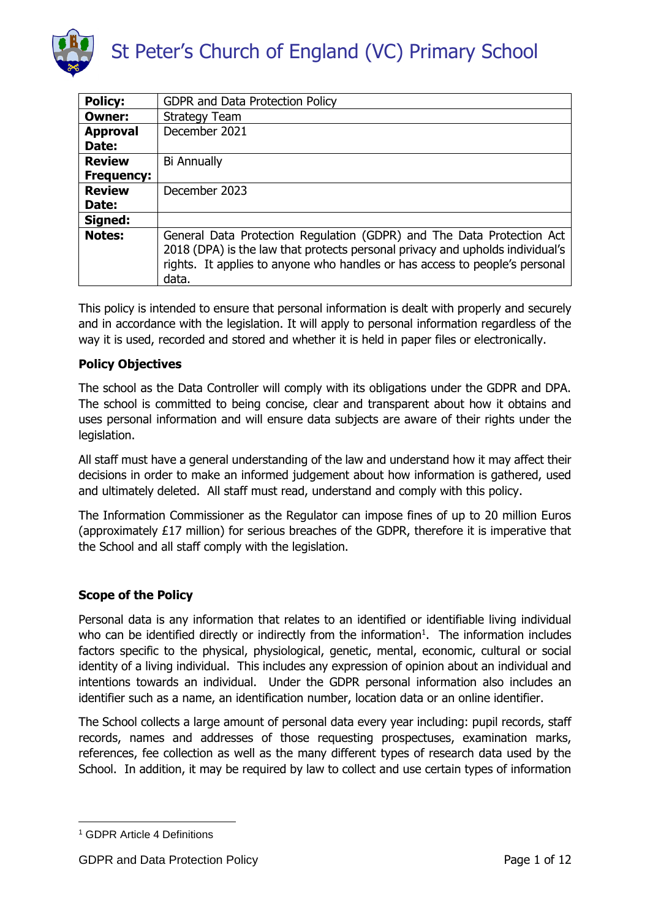# St Peter's Church of England (VC) Primary School

| | |
|---|---|
| **Policy:** | GDPR and Data Protection Policy |
| **Owner:** | Strategy Team |
| **Approval Date:** | December 2021 |
| **Review Frequency:** | Bi Annually |
| **Review Date:** | December 2023 |
| **Signed:** | |
| **Notes:** | General Data Protection Regulation (GDPR) and The Data Protection Act 2018 (DPA) is the law that protects personal privacy and upholds individual's rights. It applies to anyone who handles or has access to people's personal data. |

This policy is intended to ensure that personal information is dealt with properly and securely and in accordance with the legislation. It will apply to personal information regardless of the way it is used, recorded and stored and whether it is held in paper files or electronically.

**Policy Objectives**

The school as the Data Controller will comply with its obligations under the GDPR and DPA. The school is committed to being concise, clear and transparent about how it obtains and uses personal information and will ensure data subjects are aware of their rights under the legislation.

All staff must have a general understanding of the law and understand how it may affect their decisions in order to make an informed judgement about how information is gathered, used and ultimately deleted. All staff must read, understand and comply with this policy.

The Information Commissioner as the Regulator can impose fines of up to 20 million Euros (approximately £17 million) for serious breaches of the GDPR, therefore it is imperative that the School and all staff comply with the legislation.

**Scope of the Policy**

Personal data is any information that relates to an identified or identifiable living individual who can be identified directly or indirectly from the information[1]. The information includes factors specific to the physical, physiological, genetic, mental, economic, cultural or social identity of a living individual. This includes any expression of opinion about an individual and intentions towards an individual. Under the GDPR personal information also includes an identifier such as a name, an identification number, location data or an online identifier.

The School collects a large amount of personal data every year including: pupil records, staff records, names and addresses of those requesting prospectuses, examination marks, references, fee collection as well as the many different types of research data used by the School. In addition, it may be required by law to collect and use certain types of information

[1] GDPR Article 4 Definitions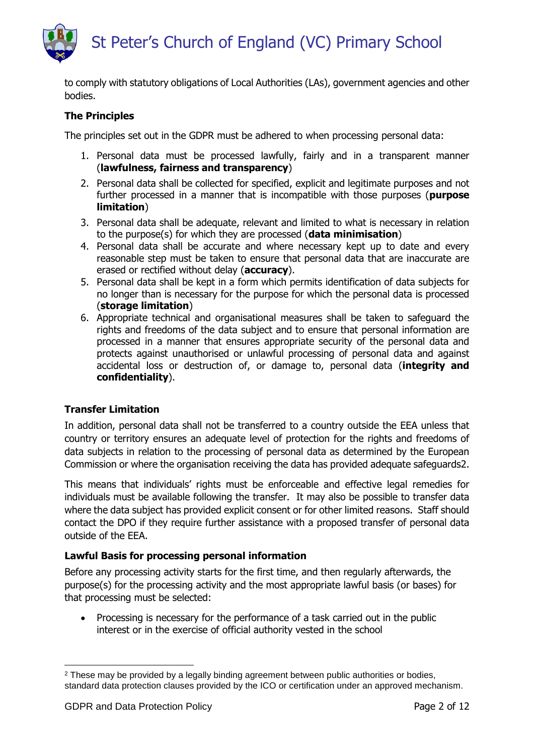to comply with statutory obligations of Local Authorities (LAs), government agencies and other bodies.

**The Principles**

The principles set out in the GDPR must be adhered to when processing personal data:

1. Personal data must be processed lawfully, fairly and in a transparent manner (**lawfulness, fairness and transparency**)
2. Personal data shall be collected for specified, explicit and legitimate purposes and not further processed in a manner that is incompatible with those purposes (**purpose limitation**)
3. Personal data shall be adequate, relevant and limited to what is necessary in relation to the purpose(s) for which they are processed (**data minimisation**)
4. Personal data shall be accurate and where necessary kept up to date and every reasonable step must be taken to ensure that personal data that are inaccurate are erased or rectified without delay (**accuracy**).
5. Personal data shall be kept in a form which permits identification of data subjects for no longer than is necessary for the purpose for which the personal data is processed (**storage limitation**)
6. Appropriate technical and organisational measures shall be taken to safeguard the rights and freedoms of the data subject and to ensure that personal information are processed in a manner that ensures appropriate security of the personal data and protects against unauthorised or unlawful processing of personal data and against accidental loss or destruction of, or damage to, personal data (**integrity and confidentiality**).

**Transfer Limitation**

In addition, personal data shall not be transferred to a country outside the EEA unless that country or territory ensures an adequate level of protection for the rights and freedoms of data subjects in relation to the processing of personal data as determined by the European Commission or where the organisation receiving the data has provided adequate safeguards[2].

This means that individuals' rights must be enforceable and effective legal remedies for individuals must be available following the transfer. It may also be possible to transfer data where the data subject has provided explicit consent or for other limited reasons. Staff should contact the DPO if they require further assistance with a proposed transfer of personal data outside of the EEA.

**Lawful Basis for processing personal information**

Before any processing activity starts for the first time, and then regularly afterwards, the purpose(s) for the processing activity and the most appropriate lawful basis (or bases) for that processing must be selected:

- Processing is necessary for the performance of a task carried out in the public interest or in the exercise of official authority vested in the school

[2] These may be provided by a legally binding agreement between public authorities or bodies, standard data protection clauses provided by the ICO or certification under an approved mechanism.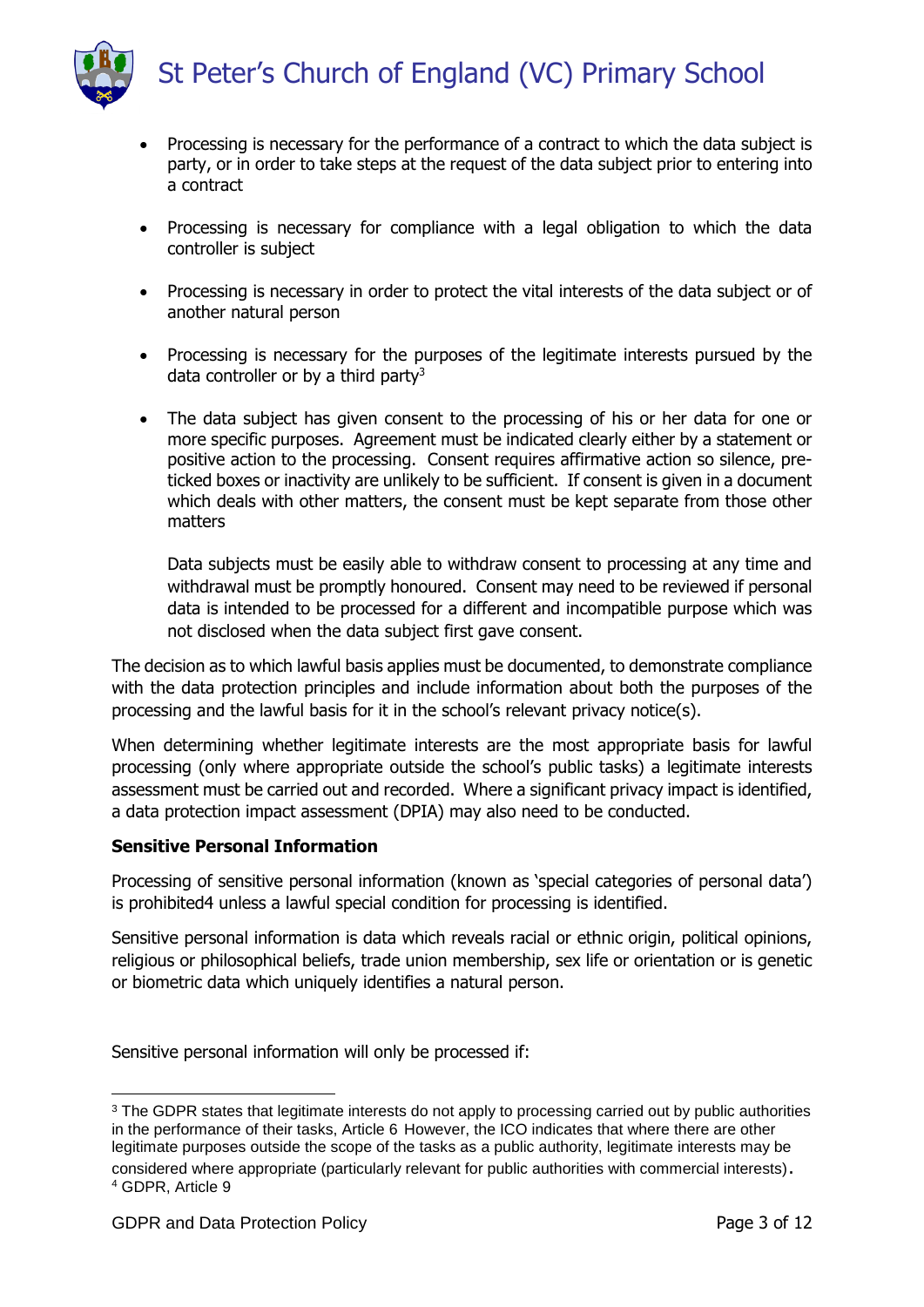- Processing is necessary for the performance of a contract to which the data subject is party, or in order to take steps at the request of the data subject prior to entering into a contract

- Processing is necessary for compliance with a legal obligation to which the data controller is subject

- Processing is necessary in order to protect the vital interests of the data subject or of another natural person

- Processing is necessary for the purposes of the legitimate interests pursued by the data controller or by a third party[3]

- The data subject has given consent to the processing of his or her data for one or more specific purposes. Agreement must be indicated clearly either by a statement or positive action to the processing. Consent requires affirmative action so silence, pre-ticked boxes or inactivity are unlikely to be sufficient. If consent is given in a document which deals with other matters, the consent must be kept separate from those other matters

  Data subjects must be easily able to withdraw consent to processing at any time and withdrawal must be promptly honoured. Consent may need to be reviewed if personal data is intended to be processed for a different and incompatible purpose which was not disclosed when the data subject first gave consent.

The decision as to which lawful basis applies must be documented, to demonstrate compliance with the data protection principles and include information about both the purposes of the processing and the lawful basis for it in the school's relevant privacy notice(s).

When determining whether legitimate interests are the most appropriate basis for lawful processing (only where appropriate outside the school's public tasks) a legitimate interests assessment must be carried out and recorded. Where a significant privacy impact is identified, a data protection impact assessment (DPIA) may also need to be conducted.

**Sensitive Personal Information**

Processing of sensitive personal information (known as 'special categories of personal data') is prohibited4 unless a lawful special condition for processing is identified.

Sensitive personal information is data which reveals racial or ethnic origin, political opinions, religious or philosophical beliefs, trade union membership, sex life or orientation or is genetic or biometric data which uniquely identifies a natural person.

Sensitive personal information will only be processed if:

---

[3] The GDPR states that legitimate interests do not apply to processing carried out by public authorities in the performance of their tasks, Article 6 However, the ICO indicates that where there are other legitimate purposes outside the scope of the tasks as a public authority, legitimate interests may be considered where appropriate (particularly relevant for public authorities with commercial interests).

[4] GDPR, Article 9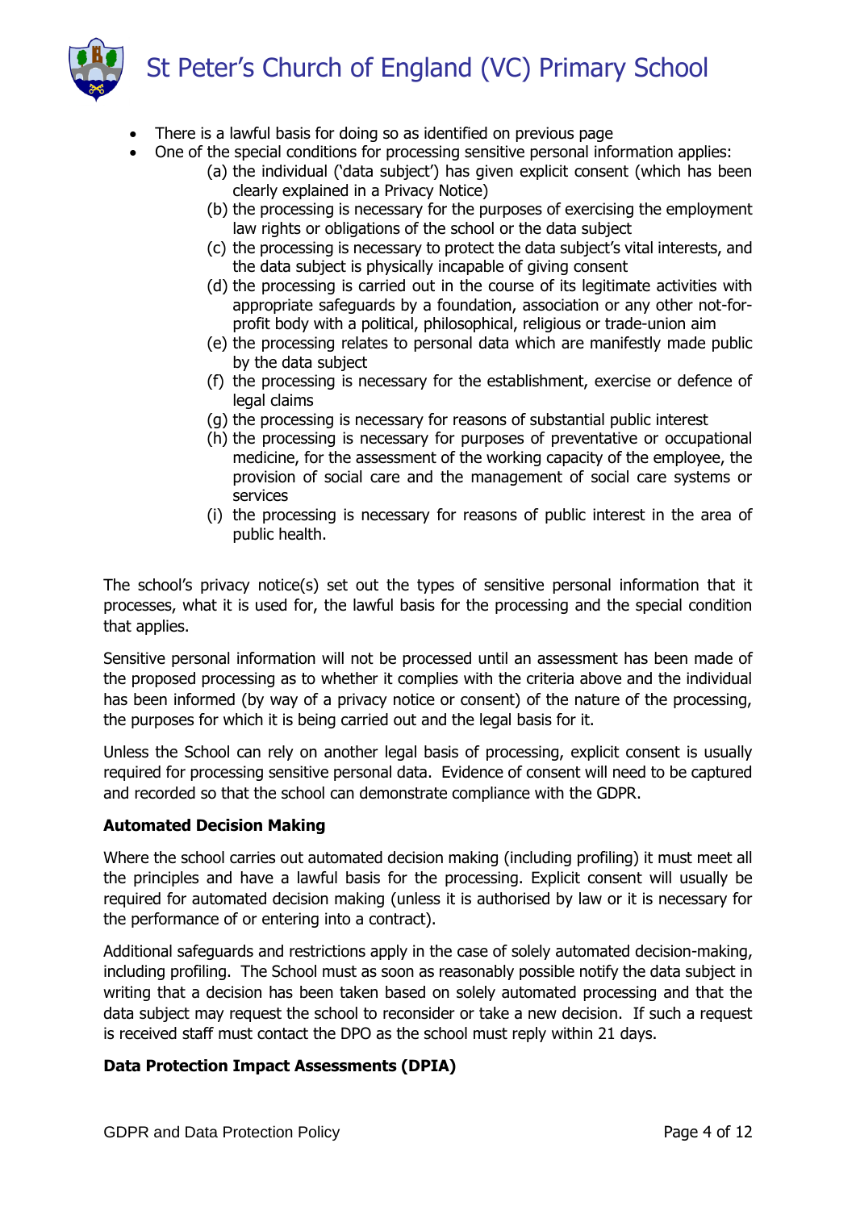- There is a lawful basis for doing so as identified on previous page
- One of the special conditions for processing sensitive personal information applies:
    (a) the individual ('data subject') has given explicit consent (which has been clearly explained in a Privacy Notice)
    (b) the processing is necessary for the purposes of exercising the employment law rights or obligations of the school or the data subject
    (c) the processing is necessary to protect the data subject's vital interests, and the data subject is physically incapable of giving consent
    (d) the processing is carried out in the course of its legitimate activities with appropriate safeguards by a foundation, association or any other not-for-profit body with a political, philosophical, religious or trade-union aim
    (e) the processing relates to personal data which are manifestly made public by the data subject
    (f) the processing is necessary for the establishment, exercise or defence of legal claims
    (g) the processing is necessary for reasons of substantial public interest
    (h) the processing is necessary for purposes of preventative or occupational medicine, for the assessment of the working capacity of the employee, the provision of social care and the management of social care systems or services
    (i) the processing is necessary for reasons of public interest in the area of public health.

The school's privacy notice(s) set out the types of sensitive personal information that it processes, what it is used for, the lawful basis for the processing and the special condition that applies.

Sensitive personal information will not be processed until an assessment has been made of the proposed processing as to whether it complies with the criteria above and the individual has been informed (by way of a privacy notice or consent) of the nature of the processing, the purposes for which it is being carried out and the legal basis for it.

Unless the School can rely on another legal basis of processing, explicit consent is usually required for processing sensitive personal data. Evidence of consent will need to be captured and recorded so that the school can demonstrate compliance with the GDPR.

**Automated Decision Making**

Where the school carries out automated decision making (including profiling) it must meet all the principles and have a lawful basis for the processing. Explicit consent will usually be required for automated decision making (unless it is authorised by law or it is necessary for the performance of or entering into a contract).

Additional safeguards and restrictions apply in the case of solely automated decision-making, including profiling. The School must as soon as reasonably possible notify the data subject in writing that a decision has been taken based on solely automated processing and that the data subject may request the school to reconsider or take a new decision. If such a request is received staff must contact the DPO as the school must reply within 21 days.

**Data Protection Impact Assessments (DPIA)**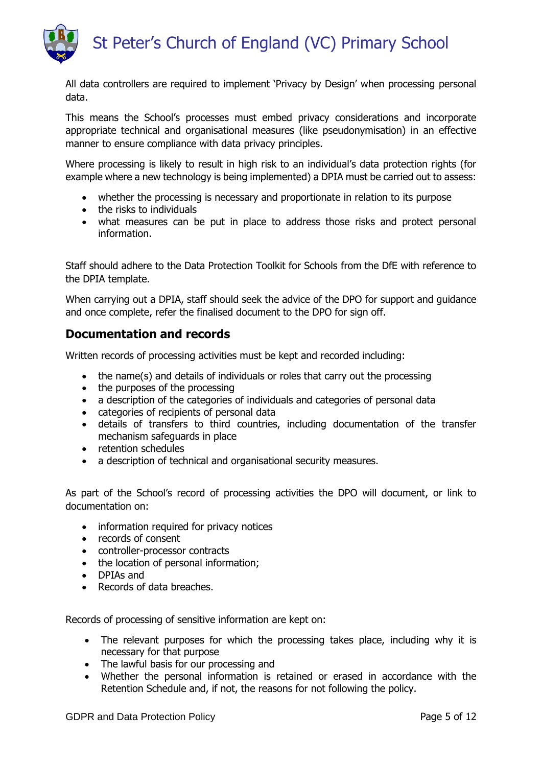All data controllers are required to implement 'Privacy by Design' when processing personal data.

This means the School's processes must embed privacy considerations and incorporate appropriate technical and organisational measures (like pseudonymisation) in an effective manner to ensure compliance with data privacy principles.

Where processing is likely to result in high risk to an individual's data protection rights (for example where a new technology is being implemented) a DPIA must be carried out to assess:

- whether the processing is necessary and proportionate in relation to its purpose
- the risks to individuals
- what measures can be put in place to address those risks and protect personal information.

Staff should adhere to the Data Protection Toolkit for Schools from the DfE with reference to the DPIA template.

When carrying out a DPIA, staff should seek the advice of the DPO for support and guidance and once complete, refer the finalised document to the DPO for sign off.

## Documentation and records

Written records of processing activities must be kept and recorded including:

- the name(s) and details of individuals or roles that carry out the processing
- the purposes of the processing
- a description of the categories of individuals and categories of personal data
- categories of recipients of personal data
- details of transfers to third countries, including documentation of the transfer mechanism safeguards in place
- retention schedules
- a description of technical and organisational security measures.

As part of the School's record of processing activities the DPO will document, or link to documentation on:

- information required for privacy notices
- records of consent
- controller-processor contracts
- the location of personal information;
- DPIAs and
- Records of data breaches.

Records of processing of sensitive information are kept on:

- The relevant purposes for which the processing takes place, including why it is necessary for that purpose
- The lawful basis for our processing and
- Whether the personal information is retained or erased in accordance with the Retention Schedule and, if not, the reasons for not following the policy.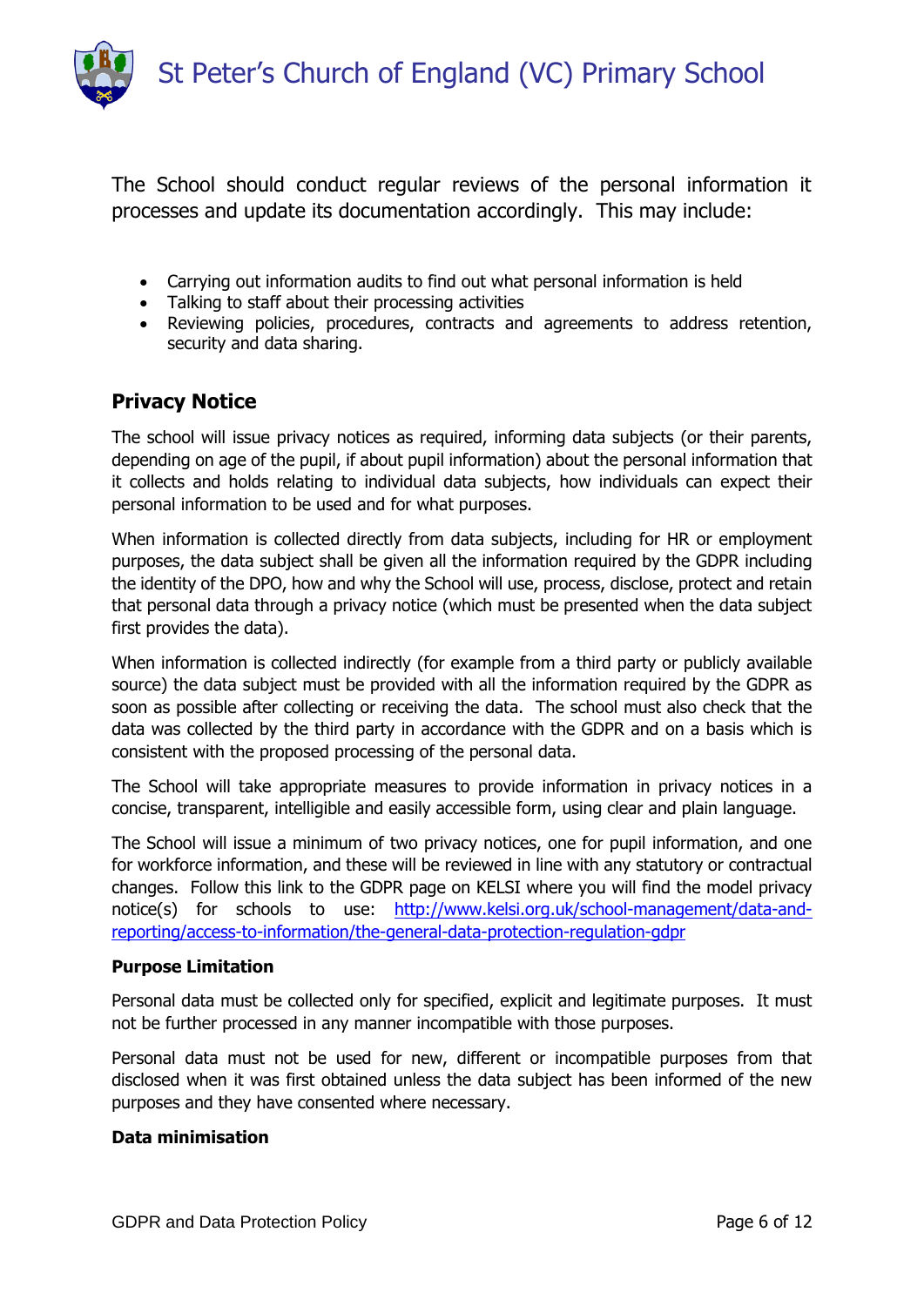The School should conduct regular reviews of the personal information it processes and update its documentation accordingly. This may include:

- Carrying out information audits to find out what personal information is held
- Talking to staff about their processing activities
- Reviewing policies, procedures, contracts and agreements to address retention, security and data sharing.

## Privacy Notice

The school will issue privacy notices as required, informing data subjects (or their parents, depending on age of the pupil, if about pupil information) about the personal information that it collects and holds relating to individual data subjects, how individuals can expect their personal information to be used and for what purposes.

When information is collected directly from data subjects, including for HR or employment purposes, the data subject shall be given all the information required by the GDPR including the identity of the DPO, how and why the School will use, process, disclose, protect and retain that personal data through a privacy notice (which must be presented when the data subject first provides the data).

When information is collected indirectly (for example from a third party or publicly available source) the data subject must be provided with all the information required by the GDPR as soon as possible after collecting or receiving the data. The school must also check that the data was collected by the third party in accordance with the GDPR and on a basis which is consistent with the proposed processing of the personal data.

The School will take appropriate measures to provide information in privacy notices in a concise, transparent, intelligible and easily accessible form, using clear and plain language.

The School will issue a minimum of two privacy notices, one for pupil information, and one for workforce information, and these will be reviewed in line with any statutory or contractual changes. Follow this link to the GDPR page on KELSI where you will find the model privacy notice(s) for schools to use: [http://www.kelsi.org.uk/school-management/data-and-reporting/access-to-information/the-general-data-protection-regulation-gdpr](http://www.kelsi.org.uk/school-management/data-and-reporting/access-to-information/the-general-data-protection-regulation-gdpr)

### Purpose Limitation

Personal data must be collected only for specified, explicit and legitimate purposes. It must not be further processed in any manner incompatible with those purposes.

Personal data must not be used for new, different or incompatible purposes from that disclosed when it was first obtained unless the data subject has been informed of the new purposes and they have consented where necessary.

### Data minimisation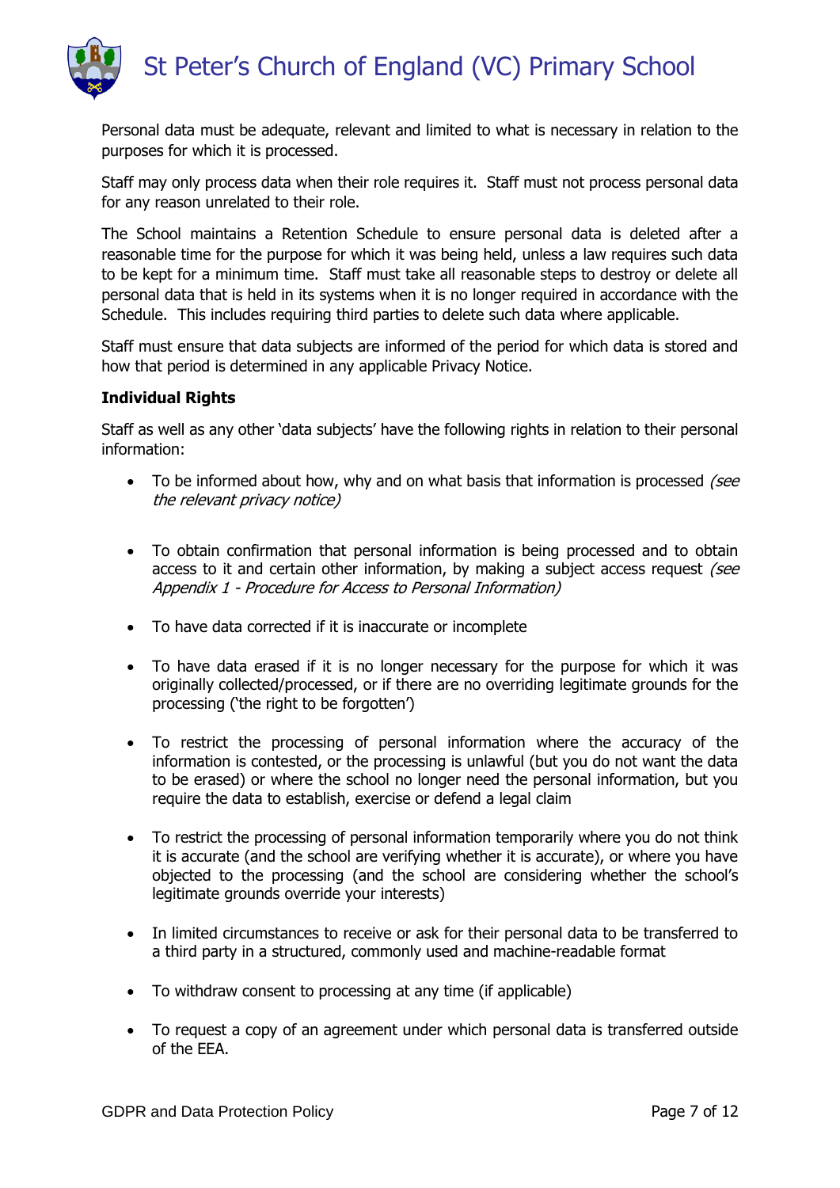Personal data must be adequate, relevant and limited to what is necessary in relation to the purposes for which it is processed.

Staff may only process data when their role requires it. Staff must not process personal data for any reason unrelated to their role.

The School maintains a Retention Schedule to ensure personal data is deleted after a reasonable time for the purpose for which it was being held, unless a law requires such data to be kept for a minimum time. Staff must take all reasonable steps to destroy or delete all personal data that is held in its systems when it is no longer required in accordance with the Schedule. This includes requiring third parties to delete such data where applicable.

Staff must ensure that data subjects are informed of the period for which data is stored and how that period is determined in any applicable Privacy Notice.

**Individual Rights**

Staff as well as any other 'data subjects' have the following rights in relation to their personal information:

- To be informed about how, why and on what basis that information is processed *(see the relevant privacy notice)*
- To obtain confirmation that personal information is being processed and to obtain access to it and certain other information, by making a subject access request *(see Appendix 1 - Procedure for Access to Personal Information)*
- To have data corrected if it is inaccurate or incomplete
- To have data erased if it is no longer necessary for the purpose for which it was originally collected/processed, or if there are no overriding legitimate grounds for the processing ('the right to be forgotten')
- To restrict the processing of personal information where the accuracy of the information is contested, or the processing is unlawful (but you do not want the data to be erased) or where the school no longer need the personal information, but you require the data to establish, exercise or defend a legal claim
- To restrict the processing of personal information temporarily where you do not think it is accurate (and the school are verifying whether it is accurate), or where you have objected to the processing (and the school are considering whether the school's legitimate grounds override your interests)
- In limited circumstances to receive or ask for their personal data to be transferred to a third party in a structured, commonly used and machine-readable format
- To withdraw consent to processing at any time (if applicable)
- To request a copy of an agreement under which personal data is transferred outside of the EEA.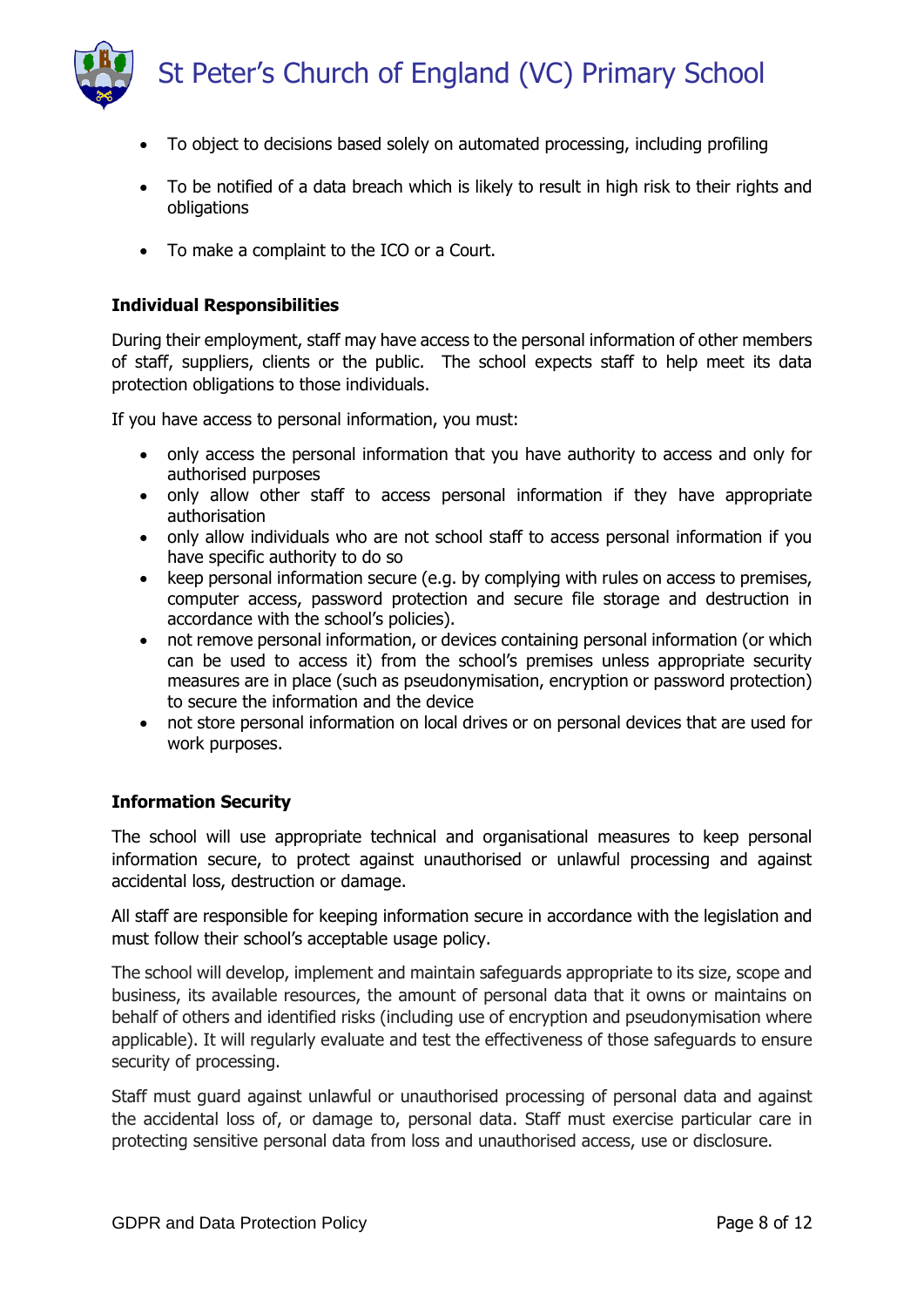- To object to decisions based solely on automated processing, including profiling
- To be notified of a data breach which is likely to result in high risk to their rights and obligations
- To make a complaint to the ICO or a Court.

**Individual Responsibilities**

During their employment, staff may have access to the personal information of other members of staff, suppliers, clients or the public. The school expects staff to help meet its data protection obligations to those individuals.

If you have access to personal information, you must:

- only access the personal information that you have authority to access and only for authorised purposes
- only allow other staff to access personal information if they have appropriate authorisation
- only allow individuals who are not school staff to access personal information if you have specific authority to do so
- keep personal information secure (e.g. by complying with rules on access to premises, computer access, password protection and secure file storage and destruction in accordance with the school's policies).
- not remove personal information, or devices containing personal information (or which can be used to access it) from the school's premises unless appropriate security measures are in place (such as pseudonymisation, encryption or password protection) to secure the information and the device
- not store personal information on local drives or on personal devices that are used for work purposes.

**Information Security**

The school will use appropriate technical and organisational measures to keep personal information secure, to protect against unauthorised or unlawful processing and against accidental loss, destruction or damage.

All staff are responsible for keeping information secure in accordance with the legislation and must follow their school's acceptable usage policy.

The school will develop, implement and maintain safeguards appropriate to its size, scope and business, its available resources, the amount of personal data that it owns or maintains on behalf of others and identified risks (including use of encryption and pseudonymisation where applicable). It will regularly evaluate and test the effectiveness of those safeguards to ensure security of processing.

Staff must guard against unlawful or unauthorised processing of personal data and against the accidental loss of, or damage to, personal data. Staff must exercise particular care in protecting sensitive personal data from loss and unauthorised access, use or disclosure.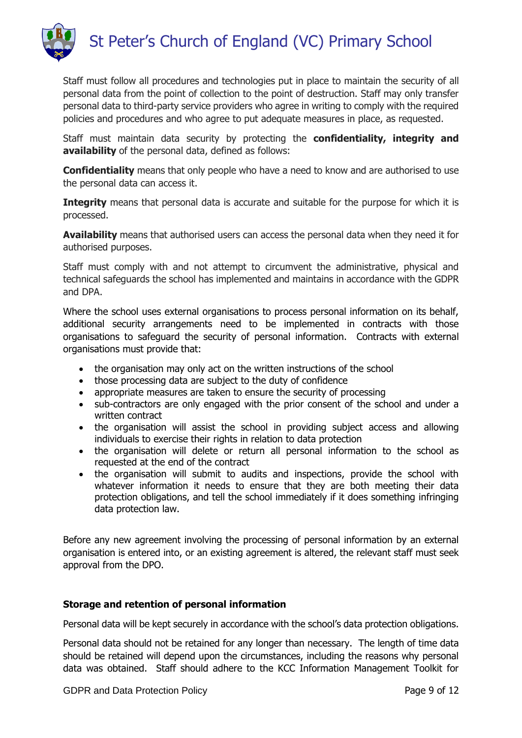Staff must follow all procedures and technologies put in place to maintain the security of all personal data from the point of collection to the point of destruction. Staff may only transfer personal data to third-party service providers who agree in writing to comply with the required policies and procedures and who agree to put adequate measures in place, as requested.

Staff must maintain data security by protecting the **confidentiality, integrity and availability** of the personal data, defined as follows:

**Confidentiality** means that only people who have a need to know and are authorised to use the personal data can access it.

**Integrity** means that personal data is accurate and suitable for the purpose for which it is processed.

**Availability** means that authorised users can access the personal data when they need it for authorised purposes.

Staff must comply with and not attempt to circumvent the administrative, physical and technical safeguards the school has implemented and maintains in accordance with the GDPR and DPA.

Where the school uses external organisations to process personal information on its behalf, additional security arrangements need to be implemented in contracts with those organisations to safeguard the security of personal information. Contracts with external organisations must provide that:

- the organisation may only act on the written instructions of the school
- those processing data are subject to the duty of confidence
- appropriate measures are taken to ensure the security of processing
- sub-contractors are only engaged with the prior consent of the school and under a written contract
- the organisation will assist the school in providing subject access and allowing individuals to exercise their rights in relation to data protection
- the organisation will delete or return all personal information to the school as requested at the end of the contract
- the organisation will submit to audits and inspections, provide the school with whatever information it needs to ensure that they are both meeting their data protection obligations, and tell the school immediately if it does something infringing data protection law.

Before any new agreement involving the processing of personal information by an external organisation is entered into, or an existing agreement is altered, the relevant staff must seek approval from the DPO.

**Storage and retention of personal information**

Personal data will be kept securely in accordance with the school's data protection obligations.

Personal data should not be retained for any longer than necessary. The length of time data should be retained will depend upon the circumstances, including the reasons why personal data was obtained. Staff should adhere to the KCC Information Management Toolkit for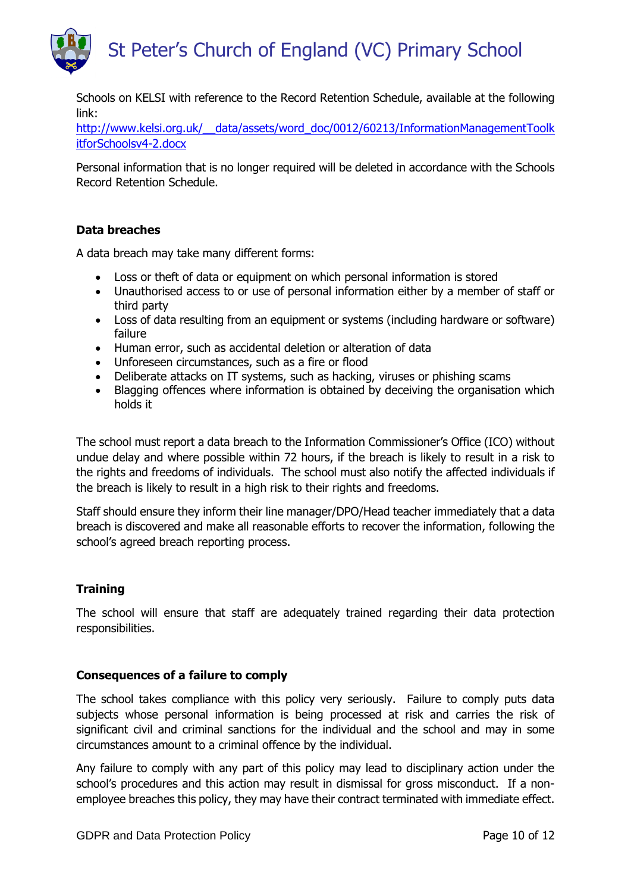Schools on KELSI with reference to the Record Retention Schedule, available at the following link:
http://www.kelsi.org.uk/__data/assets/word_doc/0012/60213/InformationManagementToolkitforSchoolsv4-2.docx

Personal information that is no longer required will be deleted in accordance with the Schools Record Retention Schedule.

**Data breaches**

A data breach may take many different forms:

- Loss or theft of data or equipment on which personal information is stored
- Unauthorised access to or use of personal information either by a member of staff or third party
- Loss of data resulting from an equipment or systems (including hardware or software) failure
- Human error, such as accidental deletion or alteration of data
- Unforeseen circumstances, such as a fire or flood
- Deliberate attacks on IT systems, such as hacking, viruses or phishing scams
- Blagging offences where information is obtained by deceiving the organisation which holds it

The school must report a data breach to the Information Commissioner's Office (ICO) without undue delay and where possible within 72 hours, if the breach is likely to result in a risk to the rights and freedoms of individuals. The school must also notify the affected individuals if the breach is likely to result in a high risk to their rights and freedoms.

Staff should ensure they inform their line manager/DPO/Head teacher immediately that a data breach is discovered and make all reasonable efforts to recover the information, following the school's agreed breach reporting process.

**Training**

The school will ensure that staff are adequately trained regarding their data protection responsibilities.

**Consequences of a failure to comply**

The school takes compliance with this policy very seriously. Failure to comply puts data subjects whose personal information is being processed at risk and carries the risk of significant civil and criminal sanctions for the individual and the school and may in some circumstances amount to a criminal offence by the individual.

Any failure to comply with any part of this policy may lead to disciplinary action under the school's procedures and this action may result in dismissal for gross misconduct. If a non-employee breaches this policy, they may have their contract terminated with immediate effect.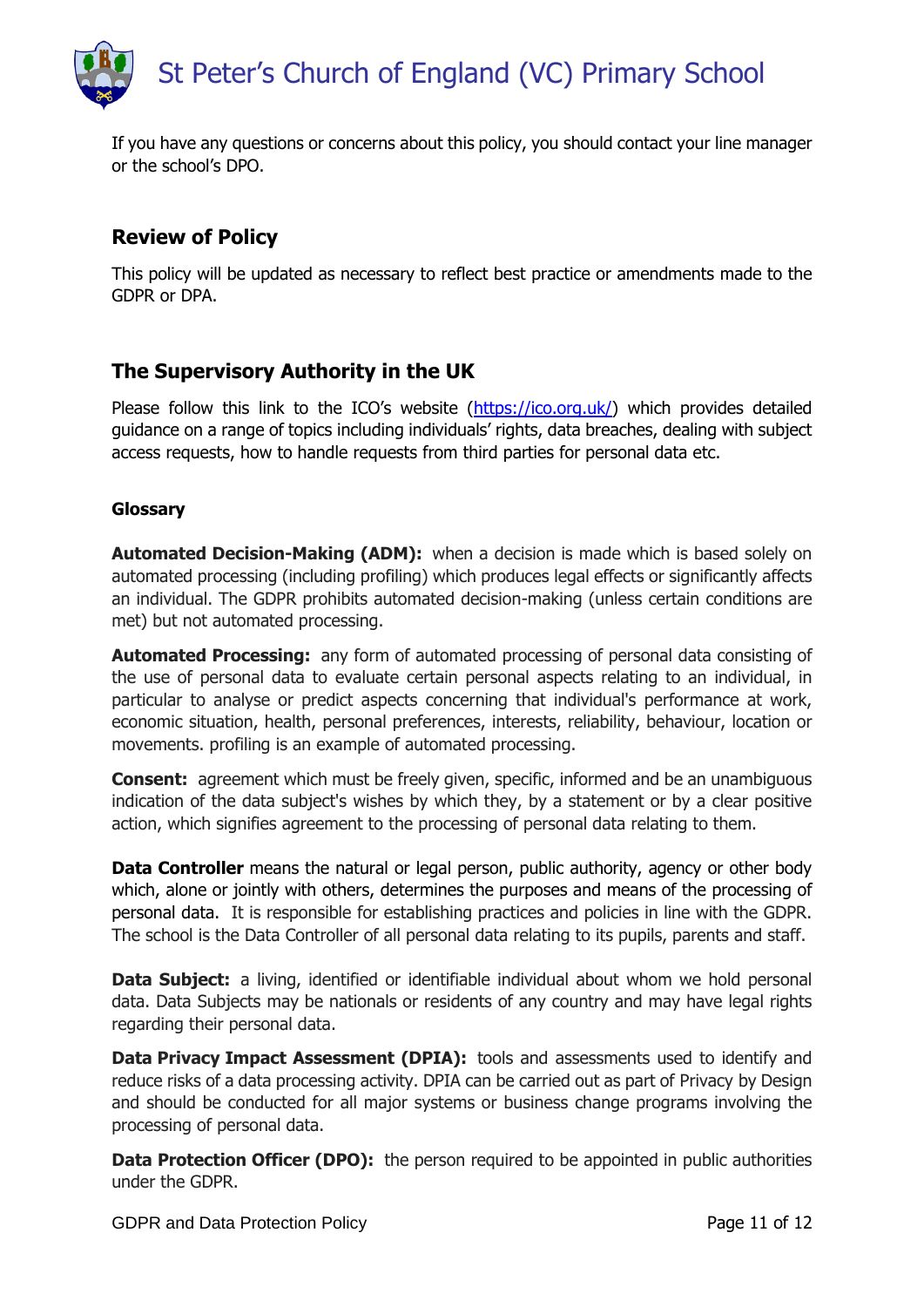If you have any questions or concerns about this policy, you should contact your line manager or the school's DPO.

## Review of Policy

This policy will be updated as necessary to reflect best practice or amendments made to the GDPR or DPA.

## The Supervisory Authority in the UK

Please follow this link to the ICO's website (https://ico.org.uk/) which provides detailed guidance on a range of topics including individuals' rights, data breaches, dealing with subject access requests, how to handle requests from third parties for personal data etc.

### Glossary

**Automated Decision-Making (ADM):** when a decision is made which is based solely on automated processing (including profiling) which produces legal effects or significantly affects an individual. The GDPR prohibits automated decision-making (unless certain conditions are met) but not automated processing.

**Automated Processing:** any form of automated processing of personal data consisting of the use of personal data to evaluate certain personal aspects relating to an individual, in particular to analyse or predict aspects concerning that individual's performance at work, economic situation, health, personal preferences, interests, reliability, behaviour, location or movements. profiling is an example of automated processing.

**Consent:** agreement which must be freely given, specific, informed and be an unambiguous indication of the data subject's wishes by which they, by a statement or by a clear positive action, which signifies agreement to the processing of personal data relating to them.

**Data Controller** means the natural or legal person, public authority, agency or other body which, alone or jointly with others, determines the purposes and means of the processing of personal data. It is responsible for establishing practices and policies in line with the GDPR. The school is the Data Controller of all personal data relating to its pupils, parents and staff.

**Data Subject:** a living, identified or identifiable individual about whom we hold personal data. Data Subjects may be nationals or residents of any country and may have legal rights regarding their personal data.

**Data Privacy Impact Assessment (DPIA):** tools and assessments used to identify and reduce risks of a data processing activity. DPIA can be carried out as part of Privacy by Design and should be conducted for all major systems or business change programs involving the processing of personal data.

**Data Protection Officer (DPO):** the person required to be appointed in public authorities under the GDPR.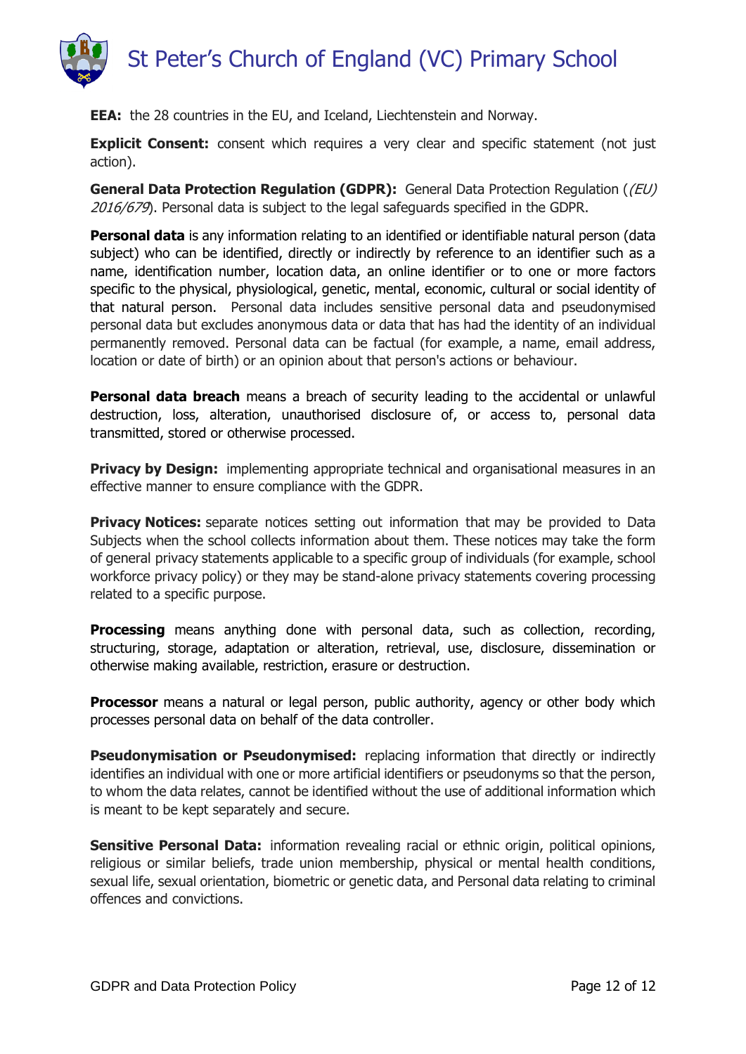**EEA:** the 28 countries in the EU, and Iceland, Liechtenstein and Norway.

**Explicit Consent:** consent which requires a very clear and specific statement (not just action).

**General Data Protection Regulation (GDPR):** General Data Protection Regulation (*(EU) 2016/679*). Personal data is subject to the legal safeguards specified in the GDPR.

**Personal data** is any information relating to an identified or identifiable natural person (data subject) who can be identified, directly or indirectly by reference to an identifier such as a name, identification number, location data, an online identifier or to one or more factors specific to the physical, physiological, genetic, mental, economic, cultural or social identity of that natural person. Personal data includes sensitive personal data and pseudonymised personal data but excludes anonymous data or data that has had the identity of an individual permanently removed. Personal data can be factual (for example, a name, email address, location or date of birth) or an opinion about that person's actions or behaviour.

**Personal data breach** means a breach of security leading to the accidental or unlawful destruction, loss, alteration, unauthorised disclosure of, or access to, personal data transmitted, stored or otherwise processed.

**Privacy by Design:** implementing appropriate technical and organisational measures in an effective manner to ensure compliance with the GDPR.

**Privacy Notices:** separate notices setting out information that may be provided to Data Subjects when the school collects information about them. These notices may take the form of general privacy statements applicable to a specific group of individuals (for example, school workforce privacy policy) or they may be stand-alone privacy statements covering processing related to a specific purpose.

**Processing** means anything done with personal data, such as collection, recording, structuring, storage, adaptation or alteration, retrieval, use, disclosure, dissemination or otherwise making available, restriction, erasure or destruction.

**Processor** means a natural or legal person, public authority, agency or other body which processes personal data on behalf of the data controller.

**Pseudonymisation or Pseudonymised:** replacing information that directly or indirectly identifies an individual with one or more artificial identifiers or pseudonyms so that the person, to whom the data relates, cannot be identified without the use of additional information which is meant to be kept separately and secure.

**Sensitive Personal Data:** information revealing racial or ethnic origin, political opinions, religious or similar beliefs, trade union membership, physical or mental health conditions, sexual life, sexual orientation, biometric or genetic data, and Personal data relating to criminal offences and convictions.